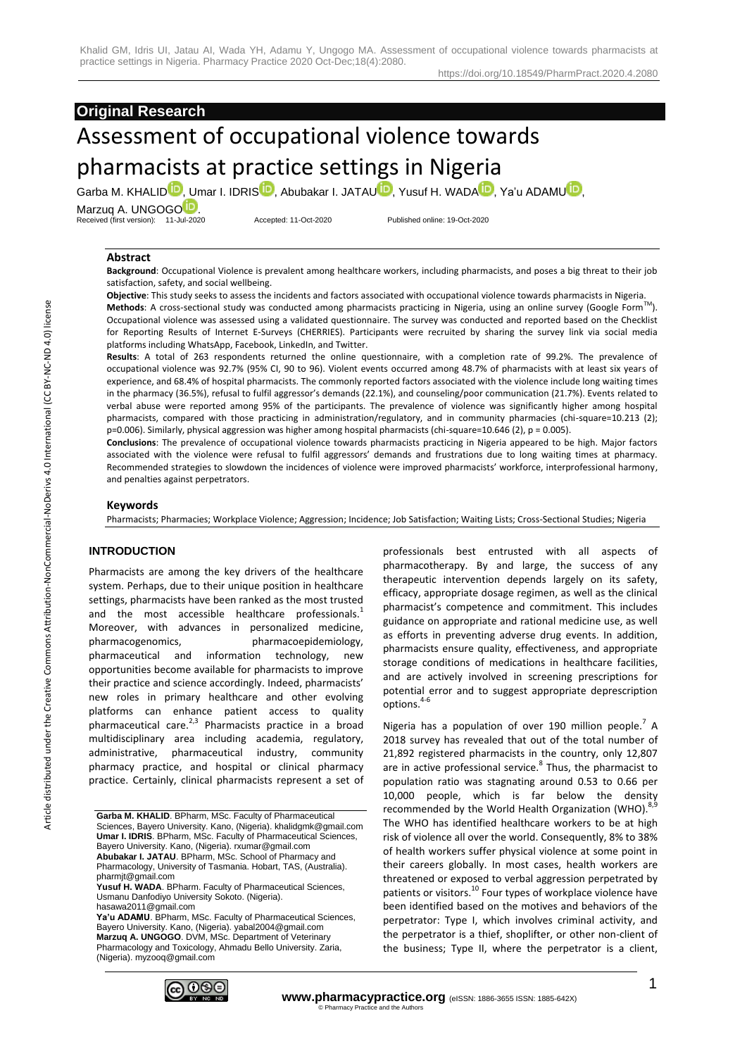## Original Research

# Assessment of occupational violence towards pharmacists at practice settings in Nigeria

Garba M. KHALID, Umar I. IDRIS, Abubakar I. JATAU, Yusuf H. WADA, Ya'u ADAMU, Marzuq A. UNGOGO.

Received (first version): 11-Jul-2020 Accepted: 11-Oct-2020 Published online: 19-Oct-2020

### Abstract

**Background**: Occupational Violence is prevalent among healthcare workers, including pharmacists, and poses a big threat to their job satisfaction, safety, and social wellbeing.

**Objective**: This study seeks to assess the incidents and factors associated with occupational violence towards pharmacists in Nigeria.

**Methods**: A cross-sectional study was conducted among pharmacists practicing in Nigeria, using an online survey (Google Form™). Occupational violence was assessed using a validated questionnaire. The survey was conducted and reported based on the Checklist for Reporting Results of Internet E-Surveys (CHERRIES). Participants were recruited by sharing the survey link via social media platforms including WhatsApp, Facebook, LinkedIn, and Twitter.

**Results**: A total of 263 respondents returned the online questionnaire, with a completion rate of 99.2%. The prevalence of occupational violence was 92.7% (95% CI, 90 to 96). Violent events occurred among 48.7% of pharmacists with at least six years of experience, and 68.4% of hospital pharmacists. The commonly reported factors associated with the violence include long waiting times in the pharmacy (36.5%), refusal to fulfil aggressor's demands (22.1%), and counseling/poor communication (21.7%). Events related to verbal abuse were reported among 95% of the participants. The prevalence of violence was significantly higher among hospital pharmacists, compared with those practicing in administration/regulatory, and in community pharmacies (chi-square=10.213 (2); p=0.006). Similarly, physical aggression was higher among hospital pharmacists (chi-square=10.646 (2), p = 0.005).

**Conclusions**: The prevalence of occupational violence towards pharmacists practicing in Nigeria appeared to be high. Major factors associated with the violence were refusal to fulfil aggressors' demands and frustrations due to long waiting times at pharmacy. Recommended strategies to slowdown the incidences of violence were improved pharmacists' workforce, interprofessional harmony, and penalties against perpetrators.

### Keywords

Pharmacists; Pharmacies; Workplace Violence; Aggression; Incidence; Job Satisfaction; Waiting Lists; Cross-Sectional Studies; Nigeria

## INTRODUCTION

Pharmacists are among the key drivers of the healthcare system. Perhaps, due to their unique position in healthcare settings, pharmacists have been ranked as the most trusted and the most accessible healthcare professionals.[1] Moreover, with advances in personalized medicine, pharmacogenomics, pharmacoepidemiology, pharmaceutical and information technology, new opportunities become available for pharmacists to improve their practice and science accordingly. Indeed, pharmacists' new roles in primary healthcare and other evolving platforms can enhance patient access to quality pharmaceutical care.[2,3] Pharmacists practice in a broad multidisciplinary area including academia, regulatory, administrative, pharmaceutical industry, community pharmacy practice, and hospital or clinical pharmacy practice. Certainly, clinical pharmacists represent a set of professionals best entrusted with all aspects of pharmacotherapy. By and large, the success of any therapeutic intervention depends largely on its safety, efficacy, appropriate dosage regimen, as well as the clinical pharmacist's competence and commitment. This includes guidance on appropriate and rational medicine use, as well as efforts in preventing adverse drug events. In addition, pharmacists ensure quality, effectiveness, and appropriate storage conditions of medications in healthcare facilities, and are actively involved in screening prescriptions for potential error and to suggest appropriate deprescription options.[4-6]

Nigeria has a population of over 190 million people.[7] A 2018 survey has revealed that out of the total number of 21,892 registered pharmacists in the country, only 12,807 are in active professional service.[8] Thus, the pharmacist to population ratio was stagnating around 0.53 to 0.66 per 10,000 people, which is far below the density recommended by the World Health Organization (WHO).[8,9] The WHO has identified healthcare workers to be at high risk of violence all over the world. Consequently, 8% to 38% of health workers suffer physical violence at some point in their careers globally. In most cases, health workers are threatened or exposed to verbal aggression perpetrated by patients or visitors.[10] Four types of workplace violence have been identified based on the motives and behaviors of the perpetrator: Type I, which involves criminal activity, and the perpetrator is a thief, shoplifter, or other non-client of the business; Type II, where the perpetrator is a client,

**Garba M. KHALID**. BPharm, MSc. Faculty of Pharmaceutical Sciences, Bayero University. Kano, (Nigeria). khalidgmk@gmail.com
**Umar I. IDRIS**. BPharm, MSc. Faculty of Pharmaceutical Sciences, Bayero University. Kano, (Nigeria). rxumar@gmail.com
**Abubakar I. JATAU**. BPharm, MSc. School of Pharmacy and Pharmacology, University of Tasmania. Hobart, TAS, (Australia). pharmjt@gmail.com
**Yusuf H. WADA**. BPharm. Faculty of Pharmaceutical Sciences, Usmanu Danfodiyo University Sokoto. (Nigeria). hasawa2011@gmail.com
**Ya'u ADAMU**. BPharm, MSc. Faculty of Pharmaceutical Sciences, Bayero University. Kano, (Nigeria). yabal2004@gmail.com
**Marzuq A. UNGOGO**. DVM, MSc. Department of Veterinary Pharmacology and Toxicology, Ahmadu Bello University. Zaria, (Nigeria). myzooq@gmail.com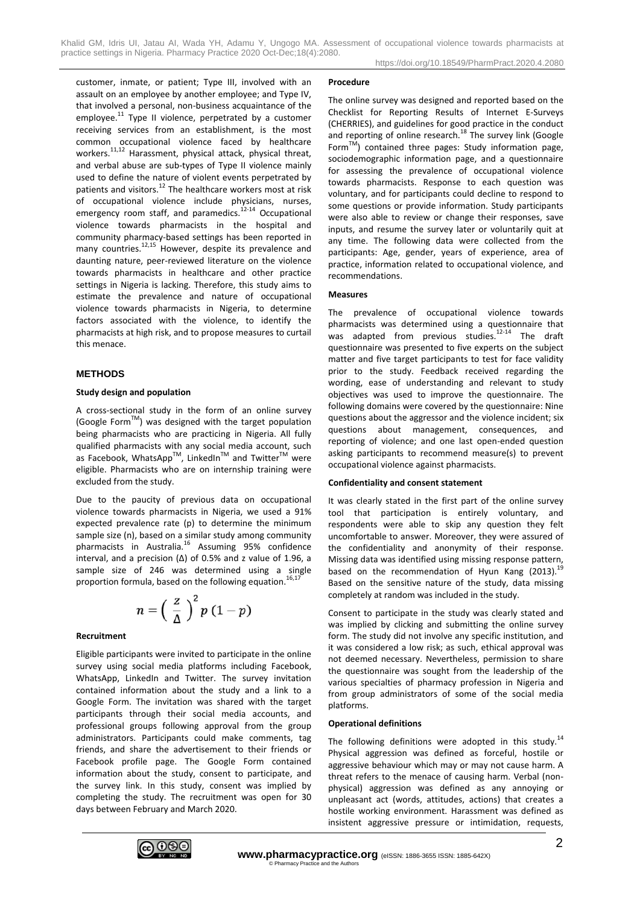customer, inmate, or patient; Type III, involved with an assault on an employee by another employee; and Type IV, that involved a personal, non-business acquaintance of the employee.[11] Type II violence, perpetrated by a customer receiving services from an establishment, is the most common occupational violence faced by healthcare workers.[11,12] Harassment, physical attack, physical threat, and verbal abuse are sub-types of Type II violence mainly used to define the nature of violent events perpetrated by patients and visitors.[12] The healthcare workers most at risk of occupational violence include physicians, nurses, emergency room staff, and paramedics.[12-14] Occupational violence towards pharmacists in the hospital and community pharmacy-based settings has been reported in many countries.[12,15] However, despite its prevalence and daunting nature, peer-reviewed literature on the violence towards pharmacists in healthcare and other practice settings in Nigeria is lacking. Therefore, this study aims to estimate the prevalence and nature of occupational violence towards pharmacists in Nigeria, to determine factors associated with the violence, to identify the pharmacists at high risk, and to propose measures to curtail this menace.

## METHODS

### Study design and population

A cross-sectional study in the form of an online survey (Google Form™) was designed with the target population being pharmacists who are practicing in Nigeria. All fully qualified pharmacists with any social media account, such as Facebook, WhatsApp™, LinkedIn™ and Twitter™ were eligible. Pharmacists who are on internship training were excluded from the study.

Due to the paucity of previous data on occupational violence towards pharmacists in Nigeria, we used a 91% expected prevalence rate (p) to determine the minimum sample size (n), based on a similar study among community pharmacists in Australia.[16] Assuming 95% confidence interval, and a precision (Δ) of 0.5% and z value of 1.96, a sample size of 246 was determined using a single proportion formula, based on the following equation.[16,17]

$$n = \left( \frac{z}{\Delta} \right)^2 p \, (1 - p)$$

### Recruitment

Eligible participants were invited to participate in the online survey using social media platforms including Facebook, WhatsApp, LinkedIn and Twitter. The survey invitation contained information about the study and a link to a Google Form. The invitation was shared with the target participants through their social media accounts, and professional groups following approval from the group administrators. Participants could make comments, tag friends, and share the advertisement to their friends or Facebook profile page. The Google Form contained information about the study, consent to participate, and the survey link. In this study, consent was implied by completing the study. The recruitment was open for 30 days between February and March 2020.

### Procedure

The online survey was designed and reported based on the Checklist for Reporting Results of Internet E-Surveys (CHERRIES), and guidelines for good practice in the conduct and reporting of online research.[18] The survey link (Google Form™) contained three pages: Study information page, sociodemographic information page, and a questionnaire for assessing the prevalence of occupational violence towards pharmacists. Response to each question was voluntary, and for participants could decline to respond to some questions or provide information. Study participants were also able to review or change their responses, save inputs, and resume the survey later or voluntarily quit at any time. The following data were collected from the participants: Age, gender, years of experience, area of practice, information related to occupational violence, and recommendations.

### Measures

The prevalence of occupational violence towards pharmacists was determined using a questionnaire that was adapted from previous studies.[12-14] The draft questionnaire was presented to five experts on the subject matter and five target participants to test for face validity prior to the study. Feedback received regarding the wording, ease of understanding and relevant to study objectives was used to improve the questionnaire. The following domains were covered by the questionnaire: Nine questions about the aggressor and the violence incident; six questions about management, consequences, and reporting of violence; and one last open-ended question asking participants to recommend measure(s) to prevent occupational violence against pharmacists.

### Confidentiality and consent statement

It was clearly stated in the first part of the online survey tool that participation is entirely voluntary, and respondents were able to skip any question they felt uncomfortable to answer. Moreover, they were assured of the confidentiality and anonymity of their response. Missing data was identified using missing response pattern, based on the recommendation of Hyun Kang (2013).[19] Based on the sensitive nature of the study, data missing completely at random was included in the study.

Consent to participate in the study was clearly stated and was implied by clicking and submitting the online survey form. The study did not involve any specific institution, and it was considered a low risk; as such, ethical approval was not deemed necessary. Nevertheless, permission to share the questionnaire was sought from the leadership of the various specialties of pharmacy profession in Nigeria and from group administrators of some of the social media platforms.

### Operational definitions

The following definitions were adopted in this study.[14] Physical aggression was defined as forceful, hostile or aggressive behaviour which may or may not cause harm. A threat refers to the menace of causing harm. Verbal (non-physical) aggression was defined as any annoying or unpleasant act (words, attitudes, actions) that creates a hostile working environment. Harassment was defined as insistent aggressive pressure or intimidation, requests,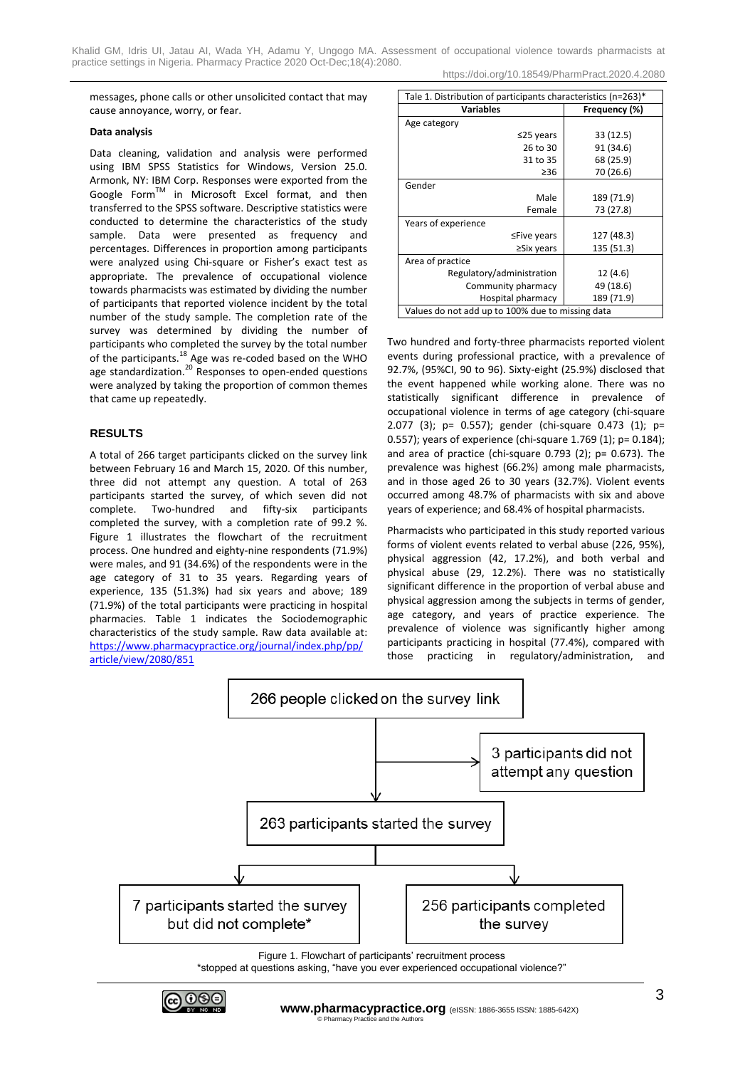messages, phone calls or other unsolicited contact that may cause annoyance, worry, or fear.

**Data analysis**

Data cleaning, validation and analysis were performed using IBM SPSS Statistics for Windows, Version 25.0. Armonk, NY: IBM Corp. Responses were exported from the Google Form™ in Microsoft Excel format, and then transferred to the SPSS software. Descriptive statistics were conducted to determine the characteristics of the study sample. Data were presented as frequency and percentages. Differences in proportion among participants were analyzed using Chi-square or Fisher's exact test as appropriate. The prevalence of occupational violence towards pharmacists was estimated by dividing the number of participants that reported violence incident by the total number of the study sample. The completion rate of the survey was determined by dividing the number of participants who completed the survey by the total number of the participants.[18] Age was re-coded based on the WHO age standardization.[20] Responses to open-ended questions were analyzed by taking the proportion of common themes that came up repeatedly.

## RESULTS

A total of 266 target participants clicked on the survey link between February 16 and March 15, 2020. Of this number, three did not attempt any question. A total of 263 participants started the survey, of which seven did not complete. Two-hundred and fifty-six participants completed the survey, with a completion rate of 99.2 %. Figure 1 illustrates the flowchart of the recruitment process. One hundred and eighty-nine respondents (71.9%) were males, and 91 (34.6%) of the respondents were in the age category of 31 to 35 years. Regarding years of experience, 135 (51.3%) had six years and above; 189 (71.9%) of the total participants were practicing in hospital pharmacies. Table 1 indicates the Sociodemographic characteristics of the study sample. Raw data available at: https://www.pharmacypractice.org/journal/index.php/pp/article/view/2080/851

Tale 1. Distribution of participants characteristics (n=263)*

| Variables | Frequency (%) |
|---|---|
| Age category | |
| ≤25 years | 33 (12.5) |
| 26 to 30 | 91 (34.6) |
| 31 to 35 | 68 (25.9) |
| ≥36 | 70 (26.6) |
| Gender | |
| Male | 189 (71.9) |
| Female | 73 (27.8) |
| Years of experience | |
| ≤Five years | 127 (48.3) |
| ≥Six years | 135 (51.3) |
| Area of practice | |
| Regulatory/administration | 12 (4.6) |
| Community pharmacy | 49 (18.6) |
| Hospital pharmacy | 189 (71.9) |

Values do not add up to 100% due to missing data

Two hundred and forty-three pharmacists reported violent events during professional practice, with a prevalence of 92.7%, (95%CI, 90 to 96). Sixty-eight (25.9%) disclosed that the event happened while working alone. There was no statistically significant difference in prevalence of occupational violence in terms of age category (chi-square 2.077 (3); p= 0.557); gender (chi-square 0.473 (1); p= 0.557); years of experience (chi-square 1.769 (1); p= 0.184); and area of practice (chi-square 0.793 (2); p= 0.673). The prevalence was highest (66.2%) among male pharmacists, and in those aged 26 to 30 years (32.7%). Violent events occurred among 48.7% of pharmacists with six and above years of experience; and 68.4% of hospital pharmacists.

Pharmacists who participated in this study reported various forms of violent events related to verbal abuse (226, 95%), physical aggression (42, 17.2%), and both verbal and physical abuse (29, 12.2%). There was no statistically significant difference in the proportion of verbal abuse and physical aggression among the subjects in terms of gender, age category, and years of practice experience. The prevalence of violence was significantly higher among participants practicing in hospital (77.4%), compared with those practicing in regulatory/administration, and

266 people clicked on the survey link → 3 participants did not attempt any question → 263 participants started the survey → 7 participants started the survey but did not complete* / 256 participants completed the survey

Figure 1. Flowchart of participants' recruitment process
*stopped at questions asking, "have you ever experienced occupational violence?"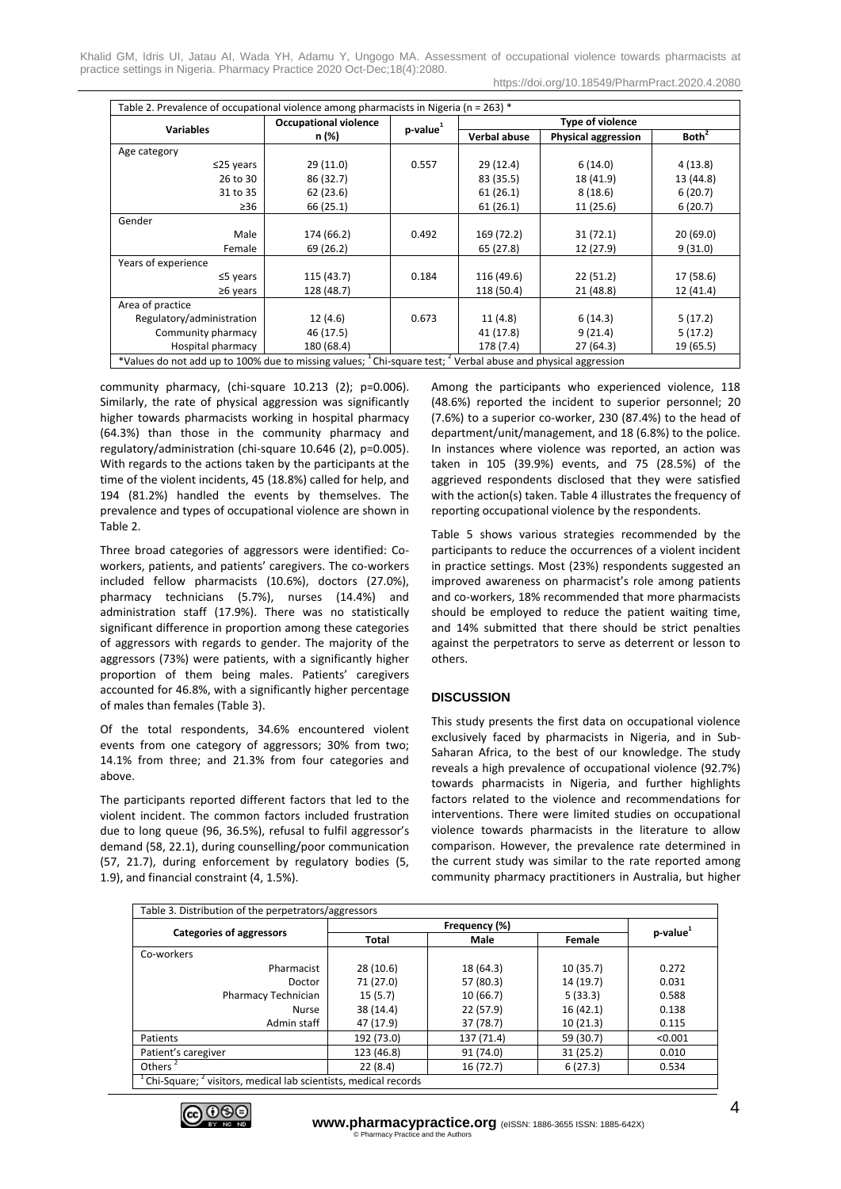| Table 2. Prevalence of occupational violence among pharmacists in Nigeria (n = 263) * | | | | | |
|---|---|---|---|---|---|
| Variables | Occupational violence n (%) | p-value[1] | Type of violence | | |
| | | | Verbal abuse | Physical aggression | Both[2] |
| Age category | | | | | |
| ≤25 years | 29 (11.0) | 0.557 | 29 (12.4) | 6 (14.0) | 4 (13.8) |
| 26 to 30 | 86 (32.7) | | 83 (35.5) | 18 (41.9) | 13 (44.8) |
| 31 to 35 | 62 (23.6) | | 61 (26.1) | 8 (18.6) | 6 (20.7) |
| ≥36 | 66 (25.1) | | 61 (26.1) | 11 (25.6) | 6 (20.7) |
| Gender | | | | | |
| Male | 174 (66.2) | 0.492 | 169 (72.2) | 31 (72.1) | 20 (69.0) |
| Female | 69 (26.2) | | 65 (27.8) | 12 (27.9) | 9 (31.0) |
| Years of experience | | | | | |
| ≤5 years | 115 (43.7) | 0.184 | 116 (49.6) | 22 (51.2) | 17 (58.6) |
| ≥6 years | 128 (48.7) | | 118 (50.4) | 21 (48.8) | 12 (41.4) |
| Area of practice | | | | | |
| Regulatory/administration | 12 (4.6) | 0.673 | 11 (4.8) | 6 (14.3) | 5 (17.2) |
| Community pharmacy | 46 (17.5) | | 41 (17.8) | 9 (21.4) | 5 (17.2) |
| Hospital pharmacy | 180 (68.4) | | 178 (7.4) | 27 (64.3) | 19 (65.5) |

*Values do not add up to 100% due to missing values; [1] Chi-square test; [2] Verbal abuse and physical aggression

community pharmacy, (chi-square 10.213 (2); p=0.006). Similarly, the rate of physical aggression was significantly higher towards pharmacists working in hospital pharmacy (64.3%) than those in the community pharmacy and regulatory/administration (chi-square 10.646 (2), p=0.005). With regards to the actions taken by the participants at the time of the violent incidents, 45 (18.8%) called for help, and 194 (81.2%) handled the events by themselves. The prevalence and types of occupational violence are shown in Table 2.

Three broad categories of aggressors were identified: Co-workers, patients, and patients' caregivers. The co-workers included fellow pharmacists (10.6%), doctors (27.0%), pharmacy technicians (5.7%), nurses (14.4%) and administration staff (17.9%). There was no statistically significant difference in proportion among these categories of aggressors with regards to gender. The majority of the aggressors (73%) were patients, with a significantly higher proportion of them being males. Patients' caregivers accounted for 46.8%, with a significantly higher percentage of males than females (Table 3).

Of the total respondents, 34.6% encountered violent events from one category of aggressors; 30% from two; 14.1% from three; and 21.3% from four categories and above.

The participants reported different factors that led to the violent incident. The common factors included frustration due to long queue (96, 36.5%), refusal to fulfil aggressor's demand (58, 22.1), during counselling/poor communication (57, 21.7), during enforcement by regulatory bodies (5, 1.9), and financial constraint (4, 1.5%).

Among the participants who experienced violence, 118 (48.6%) reported the incident to superior personnel; 20 (7.6%) to a superior co-worker, 230 (87.4%) to the head of department/unit/management, and 18 (6.8%) to the police. In instances where violence was reported, an action was taken in 105 (39.9%) events, and 75 (28.5%) of the aggrieved respondents disclosed that they were satisfied with the action(s) taken. Table 4 illustrates the frequency of reporting occupational violence by the respondents.

Table 5 shows various strategies recommended by the participants to reduce the occurrences of a violent incident in practice settings. Most (23%) respondents suggested an improved awareness on pharmacist's role among patients and co-workers, 18% recommended that more pharmacists should be employed to reduce the patient waiting time, and 14% submitted that there should be strict penalties against the perpetrators to serve as deterrent or lesson to others.

## DISCUSSION

This study presents the first data on occupational violence exclusively faced by pharmacists in Nigeria, and in Sub-Saharan Africa, to the best of our knowledge. The study reveals a high prevalence of occupational violence (92.7%) towards pharmacists in Nigeria, and further highlights factors related to the violence and recommendations for interventions. There were limited studies on occupational violence towards pharmacists in the literature to allow comparison. However, the prevalence rate determined in the current study was similar to the rate reported among community pharmacy practitioners in Australia, but higher

| Table 3. Distribution of the perpetrators/aggressors | | | | |
|---|---|---|---|---|
| Categories of aggressors | Frequency (%) | | | p-value[1] |
| | Total | Male | Female | |
| Co-workers | | | | |
| Pharmacist | 28 (10.6) | 18 (64.3) | 10 (35.7) | 0.272 |
| Doctor | 71 (27.0) | 57 (80.3) | 14 (19.7) | 0.031 |
| Pharmacy Technician | 15 (5.7) | 10 (66.7) | 5 (33.3) | 0.588 |
| Nurse | 38 (14.4) | 22 (57.9) | 16 (42.1) | 0.138 |
| Admin staff | 47 (17.9) | 37 (78.7) | 10 (21.3) | 0.115 |
| Patients | 192 (73.0) | 137 (71.4) | 59 (30.7) | <0.001 |
| Patient's caregiver | 123 (46.8) | 91 (74.0) | 31 (25.2) | 0.010 |
| Others[2] | 22 (8.4) | 16 (72.7) | 6 (27.3) | 0.534 |

[1] Chi-Square; [2] visitors, medical lab scientists, medical records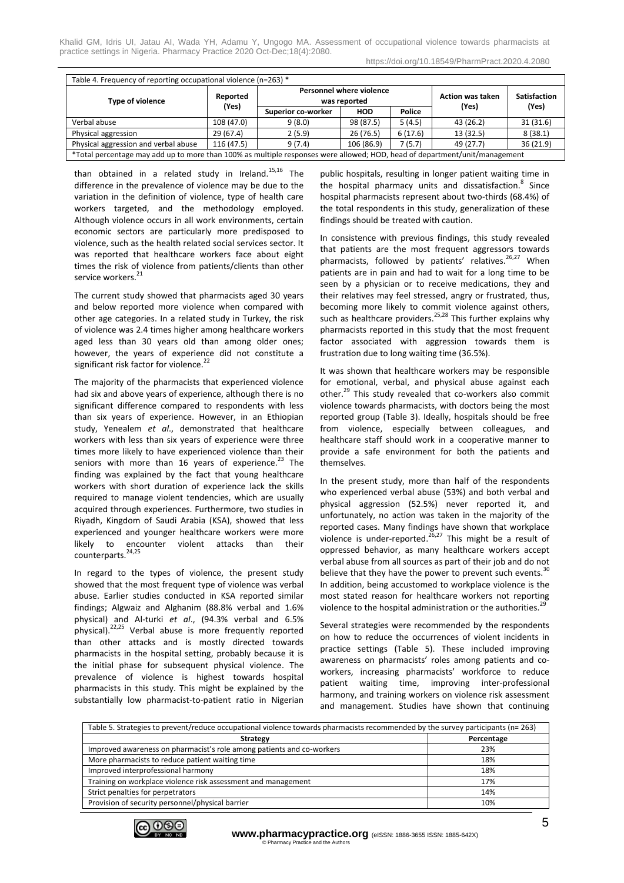| Table 4. Frequency of reporting occupational violence (n=263) * | | | | | | |
|---|---|---|---|---|---|---|
| Type of violence | Reported (Yes) | Personnel where violence was reported | | | Action was taken (Yes) | Satisfaction (Yes) |
| | | Superior co-worker | HOD | Police | | |
| Verbal abuse | 108 (47.0) | 9 (8.0) | 98 (87.5) | 5 (4.5) | 43 (26.2) | 31 (31.6) |
| Physical aggression | 29 (67.4) | 2 (5.9) | 26 (76.5) | 6 (17.6) | 13 (32.5) | 8 (38.1) |
| Physical aggression and verbal abuse | 116 (47.5) | 9 (7.4) | 106 (86.9) | 7 (5.7) | 49 (27.7) | 36 (21.9) |

*Total percentage may add up to more than 100% as multiple responses were allowed; HOD, head of department/unit/management

than obtained in a related study in Ireland.[15,16] The difference in the prevalence of violence may be due to the variation in the definition of violence, type of health care workers targeted, and the methodology employed. Although violence occurs in all work environments, certain economic sectors are particularly more predisposed to violence, such as the health related social services sector. It was reported that healthcare workers face about eight times the risk of violence from patients/clients than other service workers.[21]

The current study showed that pharmacists aged 30 years and below reported more violence when compared with other age categories. In a related study in Turkey, the risk of violence was 2.4 times higher among healthcare workers aged less than 30 years old than among older ones; however, the years of experience did not constitute a significant risk factor for violence.[22]

The majority of the pharmacists that experienced violence had six and above years of experience, although there is no significant difference compared to respondents with less than six years of experience. However, in an Ethiopian study, Yenealem *et al*., demonstrated that healthcare workers with less than six years of experience were three times more likely to have experienced violence than their seniors with more than 16 years of experience.[23] The finding was explained by the fact that young healthcare workers with short duration of experience lack the skills required to manage violent tendencies, which are usually acquired through experiences. Furthermore, two studies in Riyadh, Kingdom of Saudi Arabia (KSA), showed that less experienced and younger healthcare workers were more likely to encounter violent attacks than their counterparts.[24,25]

In regard to the types of violence, the present study showed that the most frequent type of violence was verbal abuse. Earlier studies conducted in KSA reported similar findings; Algwaiz and Alghanim (88.8% verbal and 1.6% physical) and Al-turki *et al*., (94.3% verbal and 6.5% physical).[22,25] Verbal abuse is more frequently reported than other attacks and is mostly directed towards pharmacists in the hospital setting, probably because it is the initial phase for subsequent physical violence. The prevalence of violence is highest towards hospital pharmacists in this study. This might be explained by the substantially low pharmacist-to-patient ratio in Nigerian public hospitals, resulting in longer patient waiting time in the hospital pharmacy units and dissatisfaction.[8] Since hospital pharmacists represent about two-thirds (68.4%) of the total respondents in this study, generalization of these findings should be treated with caution.

In consistence with previous findings, this study revealed that patients are the most frequent aggressors towards pharmacists, followed by patients' relatives.[26,27] When patients are in pain and had to wait for a long time to be seen by a physician or to receive medications, they and their relatives may feel stressed, angry or frustrated, thus, becoming more likely to commit violence against others, such as healthcare providers.[25,28] This further explains why pharmacists reported in this study that the most frequent factor associated with aggression towards them is frustration due to long waiting time (36.5%).

It was shown that healthcare workers may be responsible for emotional, verbal, and physical abuse against each other.[29] This study revealed that co-workers also commit violence towards pharmacists, with doctors being the most reported group (Table 3). Ideally, hospitals should be free from violence, especially between colleagues, and healthcare staff should work in a cooperative manner to provide a safe environment for both the patients and themselves.

In the present study, more than half of the respondents who experienced verbal abuse (53%) and both verbal and physical aggression (52.5%) never reported it, and unfortunately, no action was taken in the majority of the reported cases. Many findings have shown that workplace violence is under-reported.[26,27] This might be a result of oppressed behavior, as many healthcare workers accept verbal abuse from all sources as part of their job and do not believe that they have the power to prevent such events.[30] In addition, being accustomed to workplace violence is the most stated reason for healthcare workers not reporting violence to the hospital administration or the authorities.[29]

Several strategies were recommended by the respondents on how to reduce the occurrences of violent incidents in practice settings (Table 5). These included improving awareness on pharmacists' roles among patients and co-workers, increasing pharmacists' workforce to reduce patient waiting time, improving inter-professional harmony, and training workers on violence risk assessment and management. Studies have shown that continuing

| Table 5. Strategies to prevent/reduce occupational violence towards pharmacists recommended by the survey participants (n= 263) | |
|---|---|
| Strategy | Percentage |
| Improved awareness on pharmacist's role among patients and co-workers | 23% |
| More pharmacists to reduce patient waiting time | 18% |
| Improved interprofessional harmony | 18% |
| Training on workplace violence risk assessment and management | 17% |
| Strict penalties for perpetrators | 14% |
| Provision of security personnel/physical barrier | 10% |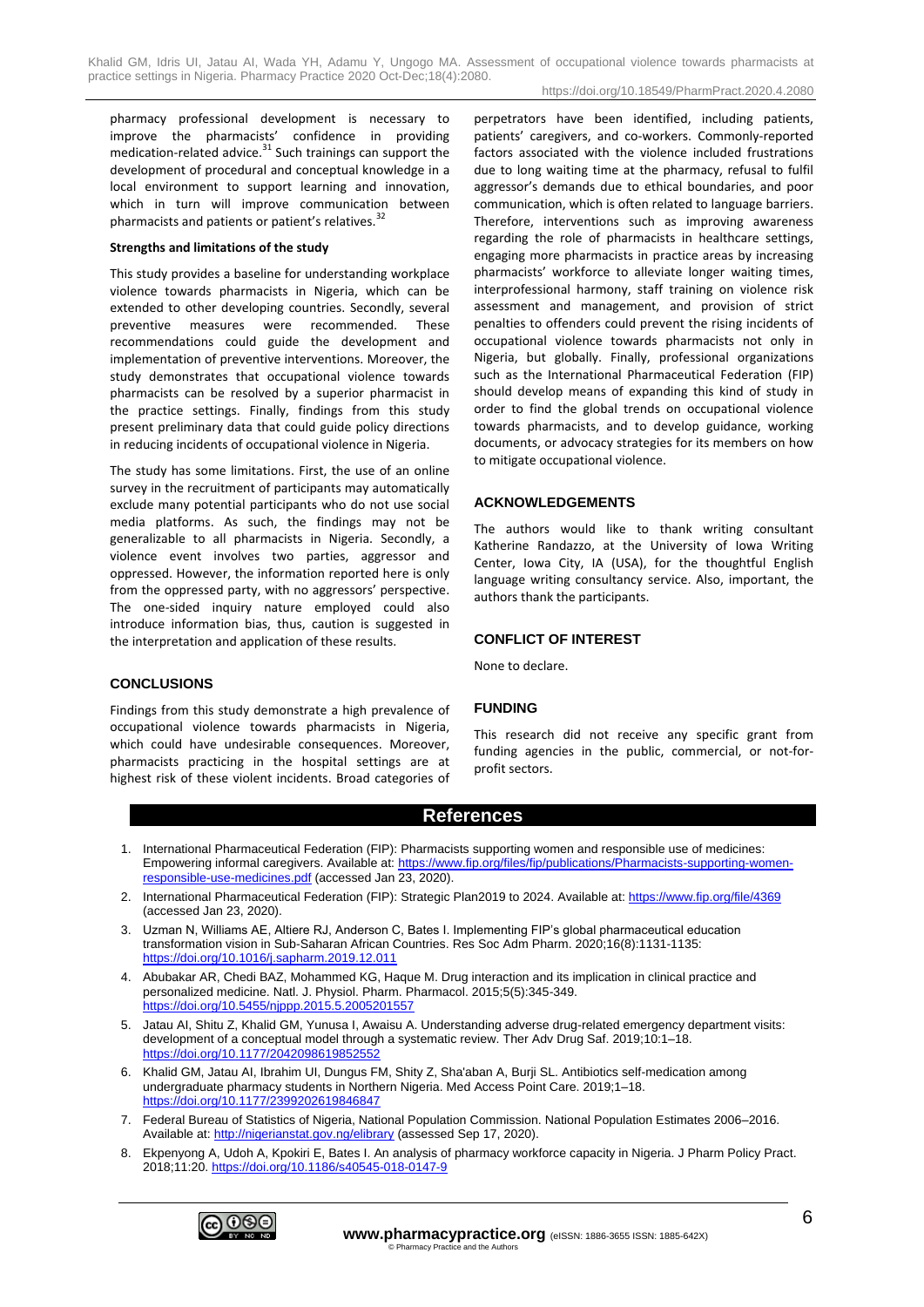pharmacy professional development is necessary to improve the pharmacists' confidence in providing medication-related advice.[31] Such trainings can support the development of procedural and conceptual knowledge in a local environment to support learning and innovation, which in turn will improve communication between pharmacists and patients or patient's relatives.[32]

**Strengths and limitations of the study**

This study provides a baseline for understanding workplace violence towards pharmacists in Nigeria, which can be extended to other developing countries. Secondly, several preventive measures were recommended. These recommendations could guide the development and implementation of preventive interventions. Moreover, the study demonstrates that occupational violence towards pharmacists can be resolved by a superior pharmacist in the practice settings. Finally, findings from this study present preliminary data that could guide policy directions in reducing incidents of occupational violence in Nigeria.

The study has some limitations. First, the use of an online survey in the recruitment of participants may automatically exclude many potential participants who do not use social media platforms. As such, the findings may not be generalizable to all pharmacists in Nigeria. Secondly, a violence event involves two parties, aggressor and oppressed. However, the information reported here is only from the oppressed party, with no aggressors' perspective. The one-sided inquiry nature employed could also introduce information bias, thus, caution is suggested in the interpretation and application of these results.

## CONCLUSIONS

Findings from this study demonstrate a high prevalence of occupational violence towards pharmacists in Nigeria, which could have undesirable consequences. Moreover, pharmacists practicing in the hospital settings are at highest risk of these violent incidents. Broad categories of perpetrators have been identified, including patients, patients' caregivers, and co-workers. Commonly-reported factors associated with the violence included frustrations due to long waiting time at the pharmacy, refusal to fulfil aggressor's demands due to ethical boundaries, and poor communication, which is often related to language barriers. Therefore, interventions such as improving awareness regarding the role of pharmacists in healthcare settings, engaging more pharmacists in practice areas by increasing pharmacists' workforce to alleviate longer waiting times, interprofessional harmony, staff training on violence risk assessment and management, and provision of strict penalties to offenders could prevent the rising incidents of occupational violence towards pharmacists not only in Nigeria, but globally. Finally, professional organizations such as the International Pharmaceutical Federation (FIP) should develop means of expanding this kind of study in order to find the global trends on occupational violence towards pharmacists, and to develop guidance, working documents, or advocacy strategies for its members on how to mitigate occupational violence.

## ACKNOWLEDGEMENTS

The authors would like to thank writing consultant Katherine Randazzo, at the University of Iowa Writing Center, Iowa City, IA (USA), for the thoughtful English language writing consultancy service. Also, important, the authors thank the participants.

## CONFLICT OF INTEREST

None to declare.

## FUNDING

This research did not receive any specific grant from funding agencies in the public, commercial, or not-for-profit sectors.

## References

1. International Pharmaceutical Federation (FIP): Pharmacists supporting women and responsible use of medicines: Empowering informal caregivers. Available at: https://www.fip.org/files/fip/publications/Pharmacists-supporting-women-responsible-use-medicines.pdf (accessed Jan 23, 2020).
2. International Pharmaceutical Federation (FIP): Strategic Plan2019 to 2024. Available at: https://www.fip.org/file/4369 (accessed Jan 23, 2020).
3. Uzman N, Williams AE, Altiere RJ, Anderson C, Bates I. Implementing FIP's global pharmaceutical education transformation vision in Sub-Saharan African Countries. Res Soc Adm Pharm. 2020;16(8):1131-1135: https://doi.org/10.1016/j.sapharm.2019.12.011
4. Abubakar AR, Chedi BAZ, Mohammed KG, Haque M. Drug interaction and its implication in clinical practice and personalized medicine. Natl. J. Physiol. Pharm. Pharmacol. 2015;5(5):345-349. https://doi.org/10.5455/njppp.2015.5.2005201557
5. Jatau AI, Shitu Z, Khalid GM, Yunusa I, Awaisu A. Understanding adverse drug-related emergency department visits: development of a conceptual model through a systematic review. Ther Adv Drug Saf. 2019;10:1–18. https://doi.org/10.1177/2042098619852552
6. Khalid GM, Jatau AI, Ibrahim UI, Dungus FM, Shity Z, Sha'aban A, Burji SL. Antibiotics self-medication among undergraduate pharmacy students in Northern Nigeria. Med Access Point Care. 2019;1–18. https://doi.org/10.1177/2399202619846847
7. Federal Bureau of Statistics of Nigeria, National Population Commission. National Population Estimates 2006–2016. Available at: http://nigerianstat.gov.ng/elibrary (assessed Sep 17, 2020).
8. Ekpenyong A, Udoh A, Kpokiri E, Bates I. An analysis of pharmacy workforce capacity in Nigeria. J Pharm Policy Pract. 2018;11:20. https://doi.org/10.1186/s40545-018-0147-9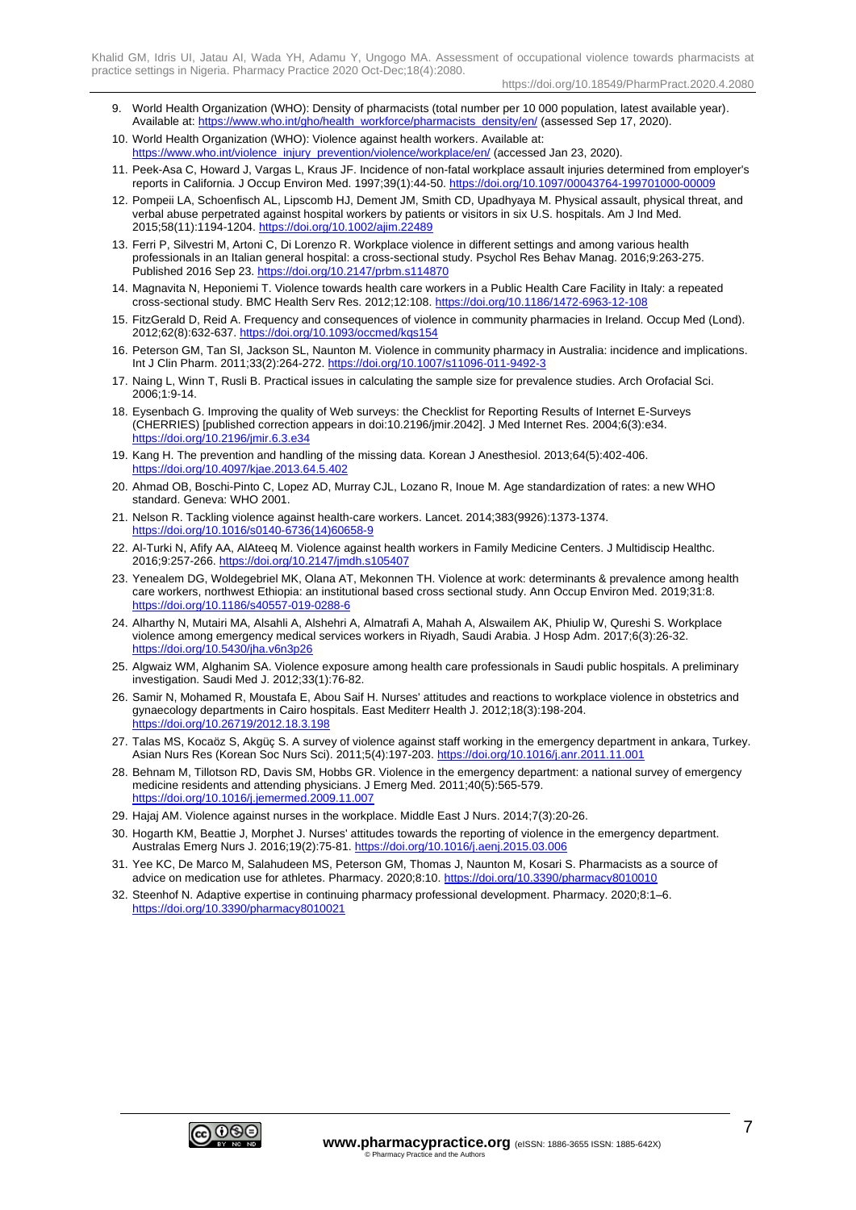9. World Health Organization (WHO): Density of pharmacists (total number per 10 000 population, latest available year). Available at: https://www.who.int/gho/health_workforce/pharmacists_density/en/ (assessed Sep 17, 2020).
10. World Health Organization (WHO): Violence against health workers. Available at: https://www.who.int/violence_injury_prevention/violence/workplace/en/ (accessed Jan 23, 2020).
11. Peek-Asa C, Howard J, Vargas L, Kraus JF. Incidence of non-fatal workplace assault injuries determined from employer's reports in California. J Occup Environ Med. 1997;39(1):44-50. https://doi.org/10.1097/00043764-199701000-00009
12. Pompeii LA, Schoenfisch AL, Lipscomb HJ, Dement JM, Smith CD, Upadhyaya M. Physical assault, physical threat, and verbal abuse perpetrated against hospital workers by patients or visitors in six U.S. hospitals. Am J Ind Med. 2015;58(11):1194-1204. https://doi.org/10.1002/ajim.22489
13. Ferri P, Silvestri M, Artoni C, Di Lorenzo R. Workplace violence in different settings and among various health professionals in an Italian general hospital: a cross-sectional study. Psychol Res Behav Manag. 2016;9:263-275. Published 2016 Sep 23. https://doi.org/10.2147/prbm.s114870
14. Magnavita N, Heponiemi T. Violence towards health care workers in a Public Health Care Facility in Italy: a repeated cross-sectional study. BMC Health Serv Res. 2012;12:108. https://doi.org/10.1186/1472-6963-12-108
15. FitzGerald D, Reid A. Frequency and consequences of violence in community pharmacies in Ireland. Occup Med (Lond). 2012;62(8):632-637. https://doi.org/10.1093/occmed/kqs154
16. Peterson GM, Tan SI, Jackson SL, Naunton M. Violence in community pharmacy in Australia: incidence and implications. Int J Clin Pharm. 2011;33(2):264-272. https://doi.org/10.1007/s11096-011-9492-3
17. Naing L, Winn T, Rusli B. Practical issues in calculating the sample size for prevalence studies. Arch Orofacial Sci. 2006;1:9-14.
18. Eysenbach G. Improving the quality of Web surveys: the Checklist for Reporting Results of Internet E-Surveys (CHERRIES) [published correction appears in doi:10.2196/jmir.2042]. J Med Internet Res. 2004;6(3):e34. https://doi.org/10.2196/jmir.6.3.e34
19. Kang H. The prevention and handling of the missing data. Korean J Anesthesiol. 2013;64(5):402-406. https://doi.org/10.4097/kjae.2013.64.5.402
20. Ahmad OB, Boschi-Pinto C, Lopez AD, Murray CJL, Lozano R, Inoue M. Age standardization of rates: a new WHO standard. Geneva: WHO 2001.
21. Nelson R. Tackling violence against health-care workers. Lancet. 2014;383(9926):1373-1374. https://doi.org/10.1016/s0140-6736(14)60658-9
22. Al-Turki N, Afify AA, AlAteeq M. Violence against health workers in Family Medicine Centers. J Multidiscip Healthc. 2016;9:257-266. https://doi.org/10.2147/jmdh.s105407
23. Yenealem DG, Woldegebriel MK, Olana AT, Mekonnen TH. Violence at work: determinants & prevalence among health care workers, northwest Ethiopia: an institutional based cross sectional study. Ann Occup Environ Med. 2019;31:8. https://doi.org/10.1186/s40557-019-0288-6
24. Alharthy N, Mutairi MA, Alsahli A, Alshehri A, Almatrafi A, Mahah A, Alswailem AK, Phiulip W, Qureshi S. Workplace violence among emergency medical services workers in Riyadh, Saudi Arabia. J Hosp Adm. 2017;6(3):26-32. https://doi.org/10.5430/jha.v6n3p26
25. Algwaiz WM, Alghanim SA. Violence exposure among health care professionals in Saudi public hospitals. A preliminary investigation. Saudi Med J. 2012;33(1):76-82.
26. Samir N, Mohamed R, Moustafa E, Abou Saif H. Nurses' attitudes and reactions to workplace violence in obstetrics and gynaecology departments in Cairo hospitals. East Mediterr Health J. 2012;18(3):198-204. https://doi.org/10.26719/2012.18.3.198
27. Talas MS, Kocaöz S, Akgüç S. A survey of violence against staff working in the emergency department in ankara, Turkey. Asian Nurs Res (Korean Soc Nurs Sci). 2011;5(4):197-203. https://doi.org/10.1016/j.anr.2011.11.001
28. Behnam M, Tillotson RD, Davis SM, Hobbs GR. Violence in the emergency department: a national survey of emergency medicine residents and attending physicians. J Emerg Med. 2011;40(5):565-579. https://doi.org/10.1016/j.jemermed.2009.11.007
29. Hajaj AM. Violence against nurses in the workplace. Middle East J Nurs. 2014;7(3):20-26.
30. Hogarth KM, Beattie J, Morphet J. Nurses' attitudes towards the reporting of violence in the emergency department. Australas Emerg Nurs J. 2016;19(2):75-81. https://doi.org/10.1016/j.aenj.2015.03.006
31. Yee KC, De Marco M, Salahudeen MS, Peterson GM, Thomas J, Naunton M, Kosari S. Pharmacists as a source of advice on medication use for athletes. Pharmacy. 2020;8:10. https://doi.org/10.3390/pharmacy8010010
32. Steenhof N. Adaptive expertise in continuing pharmacy professional development. Pharmacy. 2020;8:1–6. https://doi.org/10.3390/pharmacy8010021